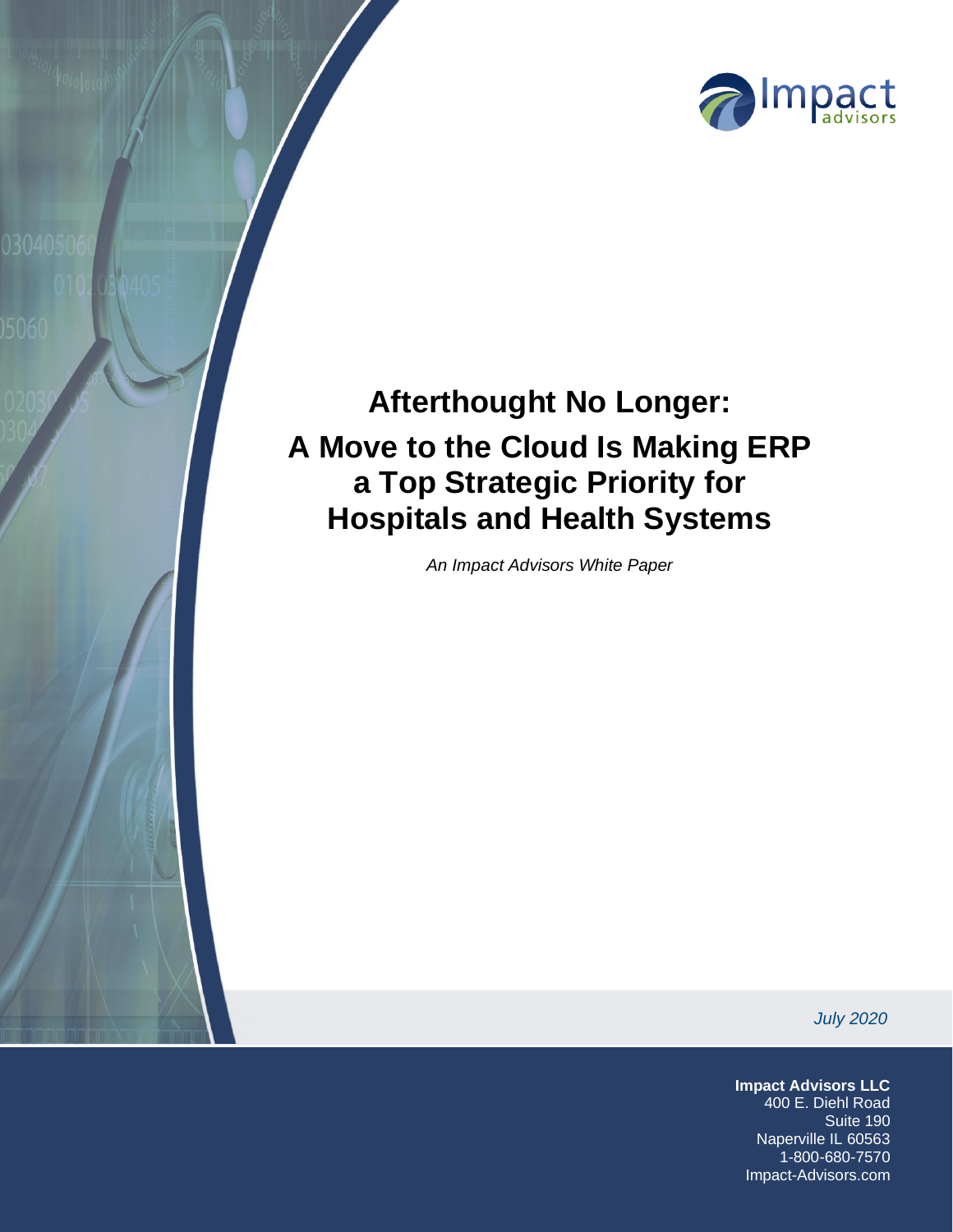# Afterthought No Longer: A Move to the Cloud Is Making ERP a Top Strategic Priority for Hospitals and Health Systems

*An Impact Advisors White Paper*

*July 2020*

**Impact Advisors LLC**
400 E. Diehl Road
Suite 190
Naperville IL 60563
1-800-680-7570
Impact-Advisors.com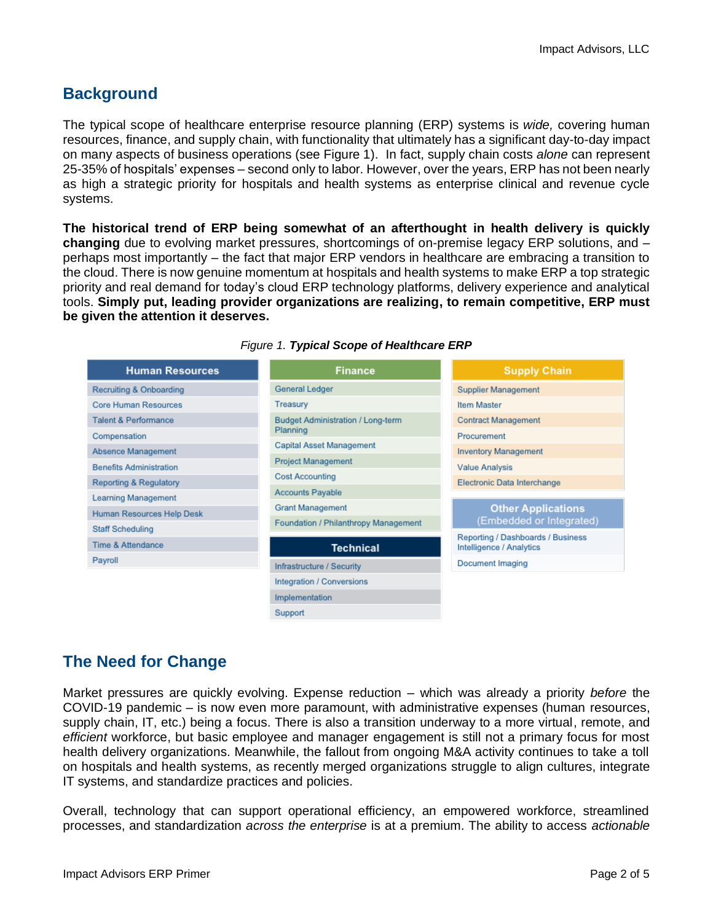## Background

The typical scope of healthcare enterprise resource planning (ERP) systems is *wide,* covering human resources, finance, and supply chain, with functionality that ultimately has a significant day-to-day impact on many aspects of business operations (see Figure 1). In fact, supply chain costs *alone* can represent 25-35% of hospitals' expenses – second only to labor. However, over the years, ERP has not been nearly as high a strategic priority for hospitals and health systems as enterprise clinical and revenue cycle systems.

**The historical trend of ERP being somewhat of an afterthought in health delivery is quickly changing** due to evolving market pressures, shortcomings of on-premise legacy ERP solutions, and – perhaps most importantly – the fact that major ERP vendors in healthcare are embracing a transition to the cloud. There is now genuine momentum at hospitals and health systems to make ERP a top strategic priority and real demand for today's cloud ERP technology platforms, delivery experience and analytical tools. **Simply put, leading provider organizations are realizing, to remain competitive, ERP must be given the attention it deserves.**

*Figure 1.* ***Typical Scope of Healthcare ERP***

| Human Resources | Finance | Supply Chain |
|---|---|---|
| Recruiting & Onboarding | General Ledger | Supplier Management |
| Core Human Resources | Treasury | Item Master |
| Talent & Performance | Budget Administration / Long-term Planning | Contract Management |
| Compensation | Capital Asset Management | Procurement |
| Absence Management | Project Management | Inventory Management |
| Benefits Administration | Cost Accounting | Value Analysis |
| Reporting & Regulatory | Accounts Payable | Electronic Data Interchange |
| Learning Management | Grant Management | **Other Applications (Embedded or Integrated)** |
| Human Resources Help Desk | Foundation / Philanthropy Management | Reporting / Dashboards / Business Intelligence / Analytics |
| Staff Scheduling | **Technical** | Document Imaging |
| Time & Attendance | Infrastructure / Security | |
| Payroll | Integration / Conversions | |
| | Implementation | |
| | Support | |

## The Need for Change

Market pressures are quickly evolving. Expense reduction – which was already a priority *before* the COVID-19 pandemic – is now even more paramount, with administrative expenses (human resources, supply chain, IT, etc.) being a focus. There is also a transition underway to a more virtual, remote, and *efficient* workforce, but basic employee and manager engagement is still not a primary focus for most health delivery organizations. Meanwhile, the fallout from ongoing M&A activity continues to take a toll on hospitals and health systems, as recently merged organizations struggle to align cultures, integrate IT systems, and standardize practices and policies.

Overall, technology that can support operational efficiency, an empowered workforce, streamlined processes, and standardization *across the enterprise* is at a premium. The ability to access *actionable*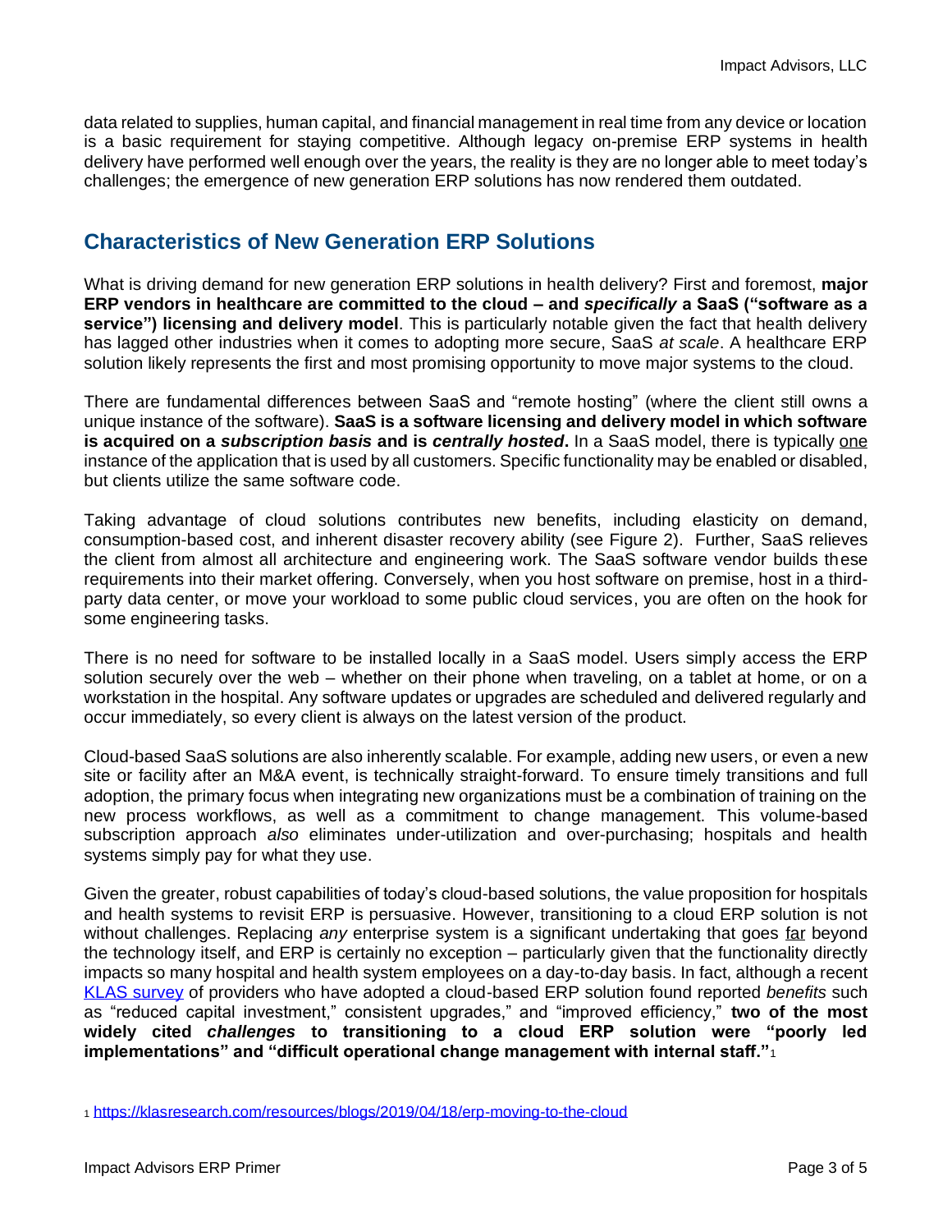data related to supplies, human capital, and financial management in real time from any device or location is a basic requirement for staying competitive. Although legacy on-premise ERP systems in health delivery have performed well enough over the years, the reality is they are no longer able to meet today's challenges; the emergence of new generation ERP solutions has now rendered them outdated.

## Characteristics of New Generation ERP Solutions

What is driving demand for new generation ERP solutions in health delivery? First and foremost, **major ERP vendors in healthcare are committed to the cloud – and *specifically* a SaaS ("software as a service") licensing and delivery model**. This is particularly notable given the fact that health delivery has lagged other industries when it comes to adopting more secure, SaaS *at scale*. A healthcare ERP solution likely represents the first and most promising opportunity to move major systems to the cloud.

There are fundamental differences between SaaS and "remote hosting" (where the client still owns a unique instance of the software). **SaaS is a software licensing and delivery model in which software is acquired on a *subscription basis* and is *centrally hosted*.** In a SaaS model, there is typically one instance of the application that is used by all customers. Specific functionality may be enabled or disabled, but clients utilize the same software code.

Taking advantage of cloud solutions contributes new benefits, including elasticity on demand, consumption-based cost, and inherent disaster recovery ability (see Figure 2). Further, SaaS relieves the client from almost all architecture and engineering work. The SaaS software vendor builds these requirements into their market offering. Conversely, when you host software on premise, host in a third-party data center, or move your workload to some public cloud services, you are often on the hook for some engineering tasks.

There is no need for software to be installed locally in a SaaS model. Users simply access the ERP solution securely over the web – whether on their phone when traveling, on a tablet at home, or on a workstation in the hospital. Any software updates or upgrades are scheduled and delivered regularly and occur immediately, so every client is always on the latest version of the product.

Cloud-based SaaS solutions are also inherently scalable. For example, adding new users, or even a new site or facility after an M&A event, is technically straight-forward. To ensure timely transitions and full adoption, the primary focus when integrating new organizations must be a combination of training on the new process workflows, as well as a commitment to change management. This volume-based subscription approach *also* eliminates under-utilization and over-purchasing; hospitals and health systems simply pay for what they use.

Given the greater, robust capabilities of today's cloud-based solutions, the value proposition for hospitals and health systems to revisit ERP is persuasive. However, transitioning to a cloud ERP solution is not without challenges. Replacing *any* enterprise system is a significant undertaking that goes far beyond the technology itself, and ERP is certainly no exception – particularly given that the functionality directly impacts so many hospital and health system employees on a day-to-day basis. In fact, although a recent [KLAS survey](https://klasresearch.com/resources/blogs/2019/04/18/erp-moving-to-the-cloud) of providers who have adopted a cloud-based ERP solution found reported *benefits* such as "reduced capital investment," consistent upgrades," and "improved efficiency," **two of the most widely cited *challenges* to transitioning to a cloud ERP solution were "poorly led implementations" and "difficult operational change management with internal staff."**[1]

[1] https://klasresearch.com/resources/blogs/2019/04/18/erp-moving-to-the-cloud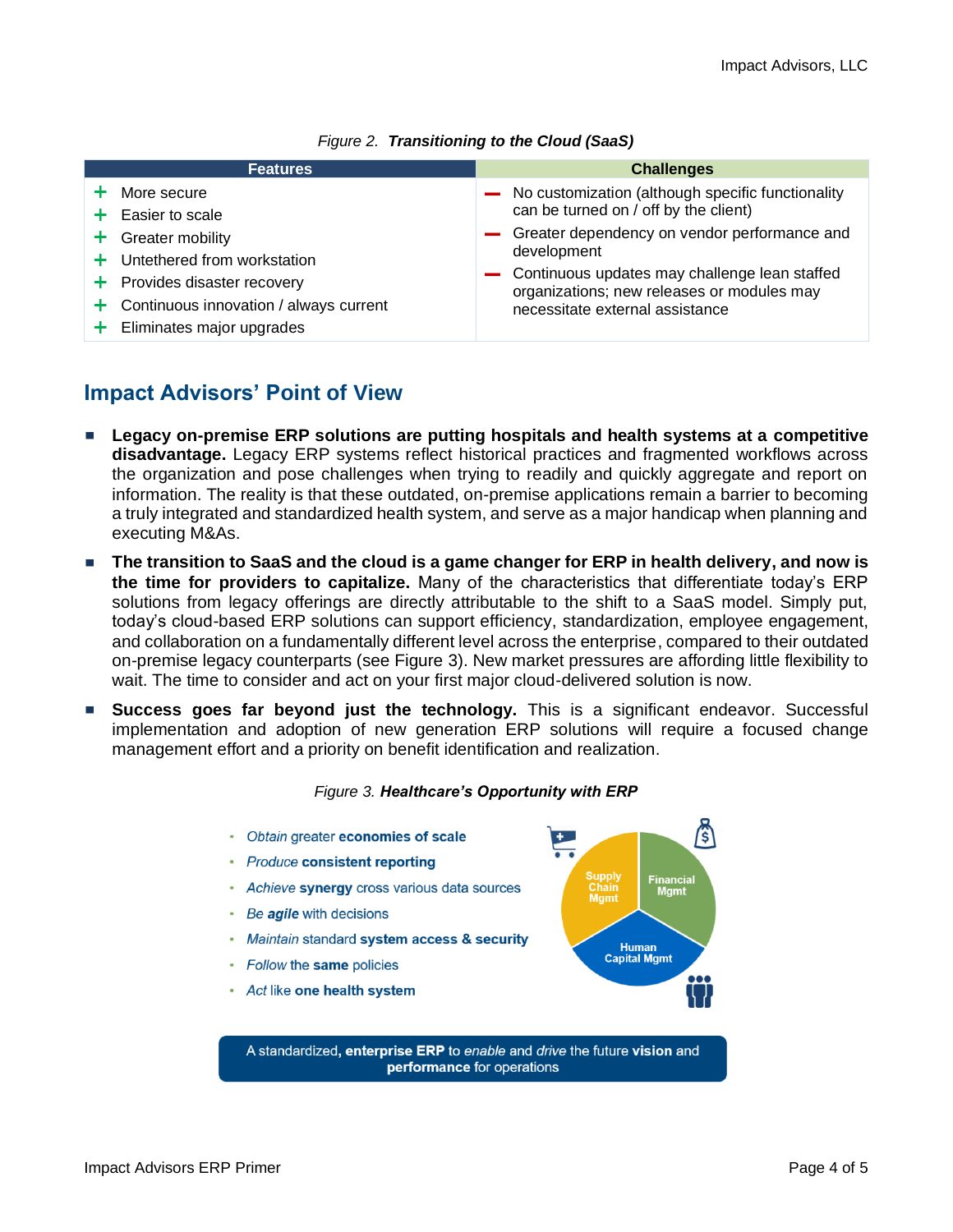*Figure 2.* ***Transitioning to the Cloud (SaaS)***

| Features | Challenges |
|---|---|
| + More secure<br>+ Easier to scale<br>+ Greater mobility<br>+ Untethered from workstation<br>+ Provides disaster recovery<br>+ Continuous innovation / always current<br>+ Eliminates major upgrades | – No customization (although specific functionality can be turned on / off by the client)<br>– Greater dependency on vendor performance and development<br>– Continuous updates may challenge lean staffed organizations; new releases or modules may necessitate external assistance |

## Impact Advisors' Point of View

- **Legacy on-premise ERP solutions are putting hospitals and health systems at a competitive disadvantage.** Legacy ERP systems reflect historical practices and fragmented workflows across the organization and pose challenges when trying to readily and quickly aggregate and report on information. The reality is that these outdated, on-premise applications remain a barrier to becoming a truly integrated and standardized health system, and serve as a major handicap when planning and executing M&As.
- **The transition to SaaS and the cloud is a game changer for ERP in health delivery, and now is the time for providers to capitalize.** Many of the characteristics that differentiate today's ERP solutions from legacy offerings are directly attributable to the shift to a SaaS model. Simply put, today's cloud-based ERP solutions can support efficiency, standardization, employee engagement, and collaboration on a fundamentally different level across the enterprise, compared to their outdated on-premise legacy counterparts (see Figure 3). New market pressures are affording little flexibility to wait. The time to consider and act on your first major cloud-delivered solution is now.
- **Success goes far beyond just the technology.** This is a significant endeavor. Successful implementation and adoption of new generation ERP solutions will require a focused change management effort and a priority on benefit identification and realization.

*Figure 3.* ***Healthcare's Opportunity with ERP***

- *Obtain* greater **economies of scale**
- *Produce* **consistent reporting**
- *Achieve* **synergy** cross various data sources
- *Be* ***agile*** with decisions
- *Maintain* standard **system access & security**
- *Follow* the **same** policies
- *Act* like **one health system**

Supply Chain Mgmt | Financial Mgmt | Human Capital Mgmt

A standardized, **enterprise ERP** to *enable* and *drive* the future **vision** and **performance** for operations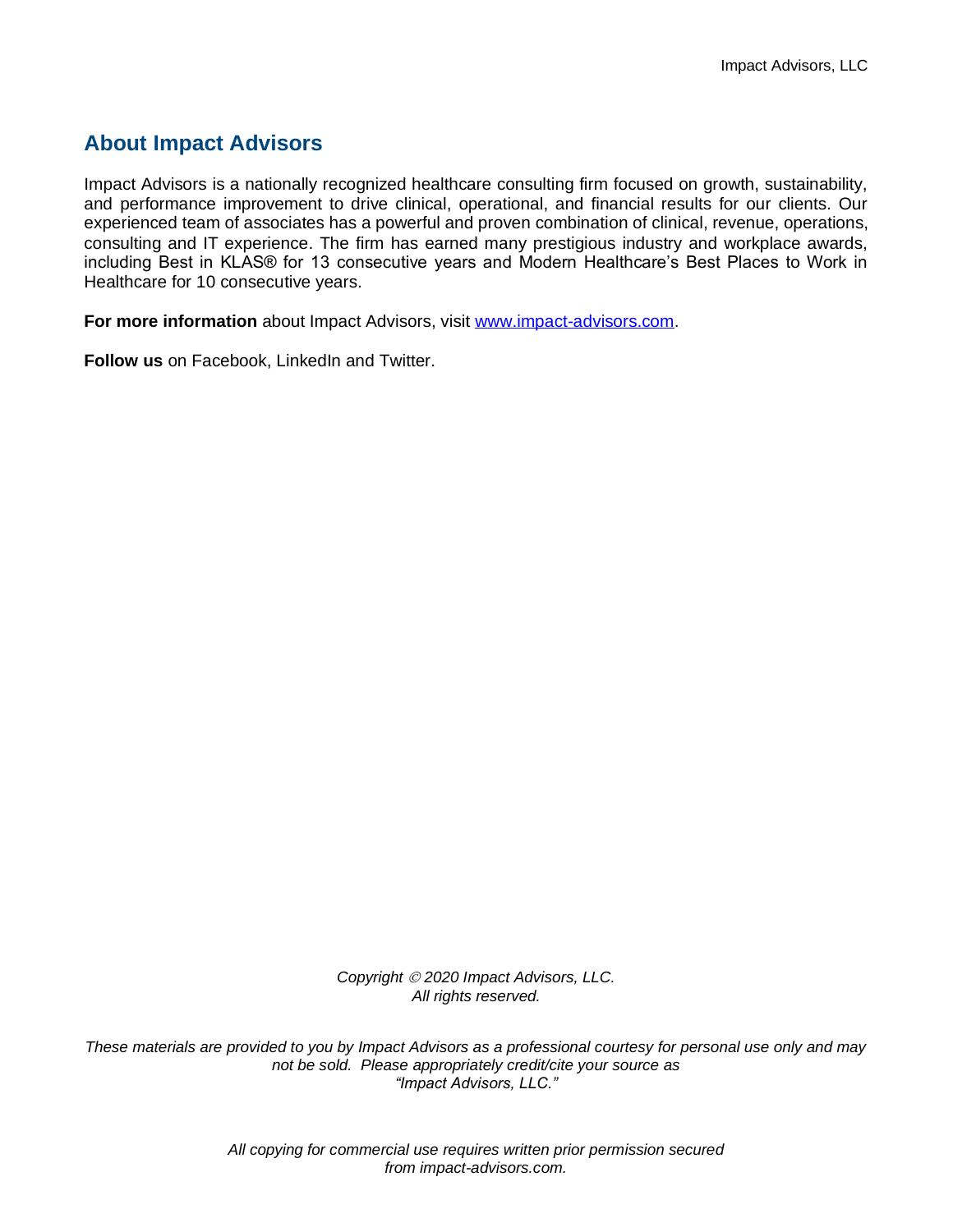## About Impact Advisors

Impact Advisors is a nationally recognized healthcare consulting firm focused on growth, sustainability, and performance improvement to drive clinical, operational, and financial results for our clients. Our experienced team of associates has a powerful and proven combination of clinical, revenue, operations, consulting and IT experience. The firm has earned many prestigious industry and workplace awards, including Best in KLAS® for 13 consecutive years and Modern Healthcare's Best Places to Work in Healthcare for 10 consecutive years.

**For more information** about Impact Advisors, visit [www.impact-advisors.com](http://www.impact-advisors.com).

**Follow us** on Facebook, LinkedIn and Twitter.

*Copyright © 2020 Impact Advisors, LLC.*
*All rights reserved.*

*These materials are provided to you by Impact Advisors as a professional courtesy for personal use only and may not be sold. Please appropriately credit/cite your source as "Impact Advisors, LLC."*

*All copying for commercial use requires written prior permission secured from impact-advisors.com.*